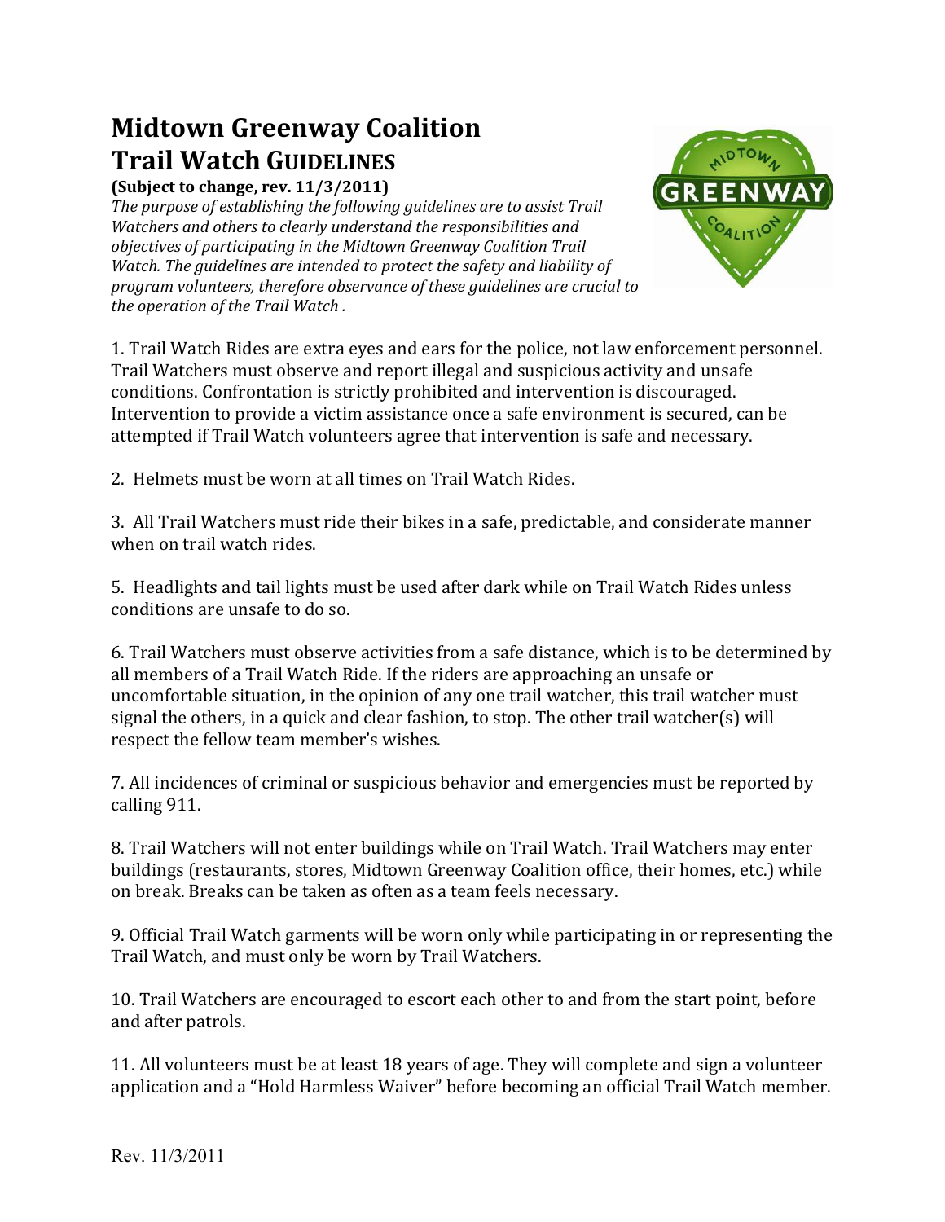# Midtown Greenway Coalition
# Trail Watch GUIDELINES

**(Subject to change, rev. 11/3/2011)**

*The purpose of establishing the following guidelines are to assist Trail Watchers and others to clearly understand the responsibilities and objectives of participating in the Midtown Greenway Coalition Trail Watch. The guidelines are intended to protect the safety and liability of program volunteers, therefore observance of these guidelines are crucial to the operation of the Trail Watch .*

1. Trail Watch Rides are extra eyes and ears for the police, not law enforcement personnel. Trail Watchers must observe and report illegal and suspicious activity and unsafe conditions. Confrontation is strictly prohibited and intervention is discouraged. Intervention to provide a victim assistance once a safe environment is secured, can be attempted if Trail Watch volunteers agree that intervention is safe and necessary.

2. Helmets must be worn at all times on Trail Watch Rides.

3. All Trail Watchers must ride their bikes in a safe, predictable, and considerate manner when on trail watch rides.

5. Headlights and tail lights must be used after dark while on Trail Watch Rides unless conditions are unsafe to do so.

6. Trail Watchers must observe activities from a safe distance, which is to be determined by all members of a Trail Watch Ride. If the riders are approaching an unsafe or uncomfortable situation, in the opinion of any one trail watcher, this trail watcher must signal the others, in a quick and clear fashion, to stop. The other trail watcher(s) will respect the fellow team member's wishes.

7. All incidences of criminal or suspicious behavior and emergencies must be reported by calling 911.

8. Trail Watchers will not enter buildings while on Trail Watch. Trail Watchers may enter buildings (restaurants, stores, Midtown Greenway Coalition office, their homes, etc.) while on break. Breaks can be taken as often as a team feels necessary.

9. Official Trail Watch garments will be worn only while participating in or representing the Trail Watch, and must only be worn by Trail Watchers.

10. Trail Watchers are encouraged to escort each other to and from the start point, before and after patrols.

11. All volunteers must be at least 18 years of age. They will complete and sign a volunteer application and a "Hold Harmless Waiver" before becoming an official Trail Watch member.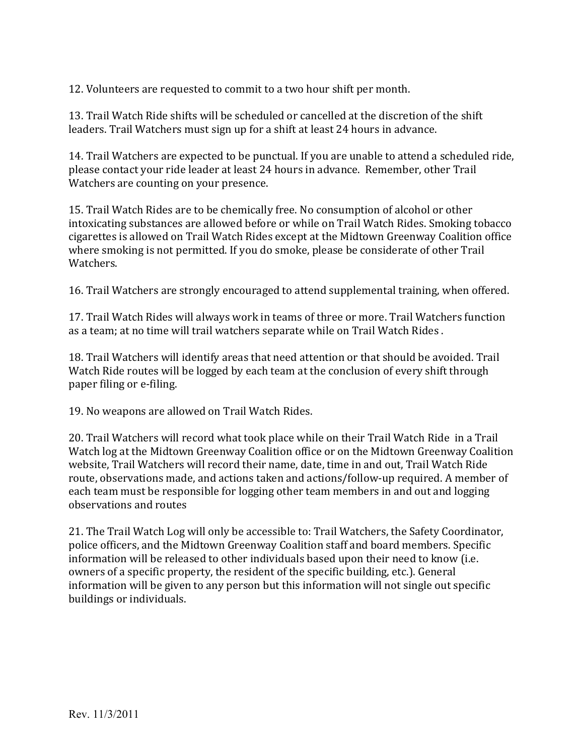12. Volunteers are requested to commit to a two hour shift per month.

13. Trail Watch Ride shifts will be scheduled or cancelled at the discretion of the shift leaders. Trail Watchers must sign up for a shift at least 24 hours in advance.

14. Trail Watchers are expected to be punctual. If you are unable to attend a scheduled ride, please contact your ride leader at least 24 hours in advance. Remember, other Trail Watchers are counting on your presence.

15. Trail Watch Rides are to be chemically free. No consumption of alcohol or other intoxicating substances are allowed before or while on Trail Watch Rides. Smoking tobacco cigarettes is allowed on Trail Watch Rides except at the Midtown Greenway Coalition office where smoking is not permitted. If you do smoke, please be considerate of other Trail Watchers.

16. Trail Watchers are strongly encouraged to attend supplemental training, when offered.

17. Trail Watch Rides will always work in teams of three or more. Trail Watchers function as a team; at no time will trail watchers separate while on Trail Watch Rides .

18. Trail Watchers will identify areas that need attention or that should be avoided. Trail Watch Ride routes will be logged by each team at the conclusion of every shift through paper filing or e-filing.

19. No weapons are allowed on Trail Watch Rides.

20. Trail Watchers will record what took place while on their Trail Watch Ride in a Trail Watch log at the Midtown Greenway Coalition office or on the Midtown Greenway Coalition website, Trail Watchers will record their name, date, time in and out, Trail Watch Ride route, observations made, and actions taken and actions/follow-up required. A member of each team must be responsible for logging other team members in and out and logging observations and routes

21. The Trail Watch Log will only be accessible to: Trail Watchers, the Safety Coordinator, police officers, and the Midtown Greenway Coalition staff and board members. Specific information will be released to other individuals based upon their need to know (i.e. owners of a specific property, the resident of the specific building, etc.). General information will be given to any person but this information will not single out specific buildings or individuals.

Rev. 11/3/2011